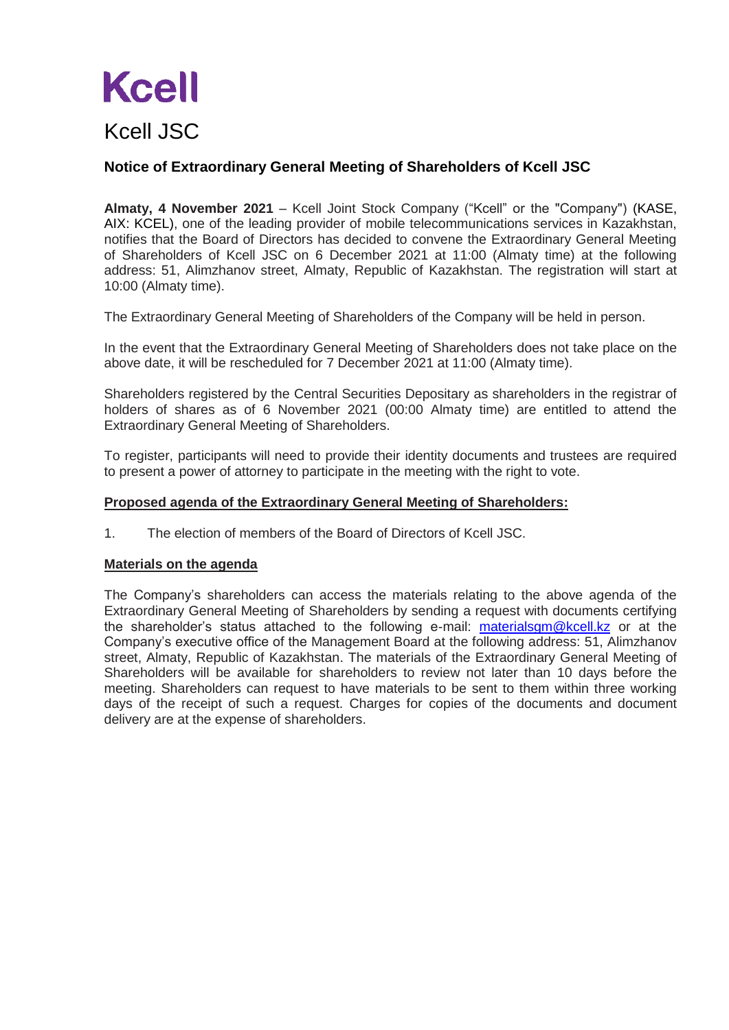# Kcell

Kcell JSC

## Notice of Extraordinary General Meeting of Shareholders of Kcell JSC

**Almaty, 4 November 2021** – Kcell Joint Stock Company ("Kcell" or the "Company") (KASE, AIX: KCEL), one of the leading provider of mobile telecommunications services in Kazakhstan, notifies that the Board of Directors has decided to convene the Extraordinary General Meeting of Shareholders of Kcell JSC on 6 December 2021 at 11:00 (Almaty time) at the following address: 51, Alimzhanov street, Almaty, Republic of Kazakhstan. The registration will start at 10:00 (Almaty time).

The Extraordinary General Meeting of Shareholders of the Company will be held in person.

In the event that the Extraordinary General Meeting of Shareholders does not take place on the above date, it will be rescheduled for 7 December 2021 at 11:00 (Almaty time).

Shareholders registered by the Central Securities Depositary as shareholders in the registrar of holders of shares as of 6 November 2021 (00:00 Almaty time) are entitled to attend the Extraordinary General Meeting of Shareholders.

To register, participants will need to provide their identity documents and trustees are required to present a power of attorney to participate in the meeting with the right to vote.

### Proposed agenda of the Extraordinary General Meeting of Shareholders:

1. The election of members of the Board of Directors of Kcell JSC.

### Materials on the agenda

The Company's shareholders can access the materials relating to the above agenda of the Extraordinary General Meeting of Shareholders by sending a request with documents certifying the shareholder's status attached to the following e-mail: materialsgm@kcell.kz or at the Company's executive office of the Management Board at the following address: 51, Alimzhanov street, Almaty, Republic of Kazakhstan. The materials of the Extraordinary General Meeting of Shareholders will be available for shareholders to review not later than 10 days before the meeting. Shareholders can request to have materials to be sent to them within three working days of the receipt of such a request. Charges for copies of the documents and document delivery are at the expense of shareholders.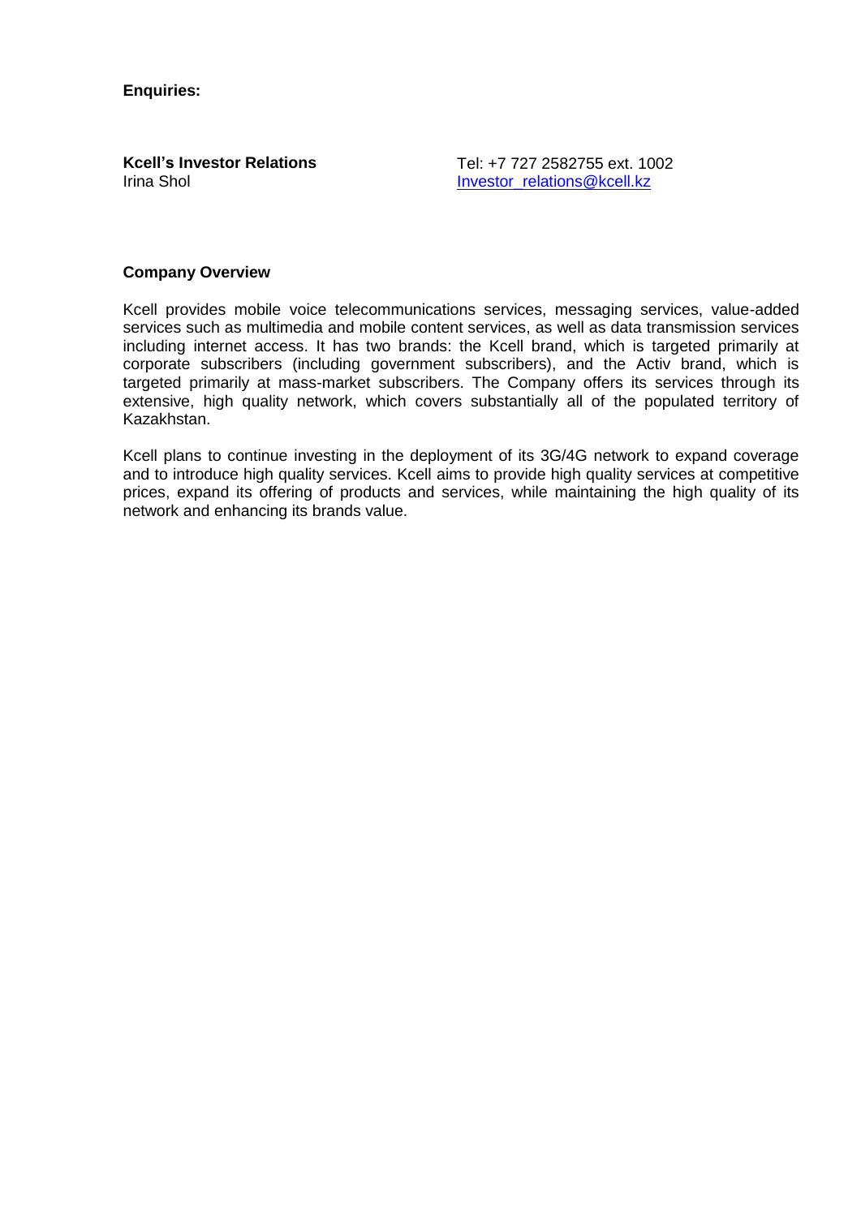**Enquiries:**

**Kcell's Investor Relations**
Irina Shol

Tel: +7 727 2582755 ext. 1002
Investor_relations@kcell.kz

**Company Overview**

Kcell provides mobile voice telecommunications services, messaging services, value-added services such as multimedia and mobile content services, as well as data transmission services including internet access. It has two brands: the Kcell brand, which is targeted primarily at corporate subscribers (including government subscribers), and the Activ brand, which is targeted primarily at mass-market subscribers. The Company offers its services through its extensive, high quality network, which covers substantially all of the populated territory of Kazakhstan.

Kcell plans to continue investing in the deployment of its 3G/4G network to expand coverage and to introduce high quality services. Kcell aims to provide high quality services at competitive prices, expand its offering of products and services, while maintaining the high quality of its network and enhancing its brands value.